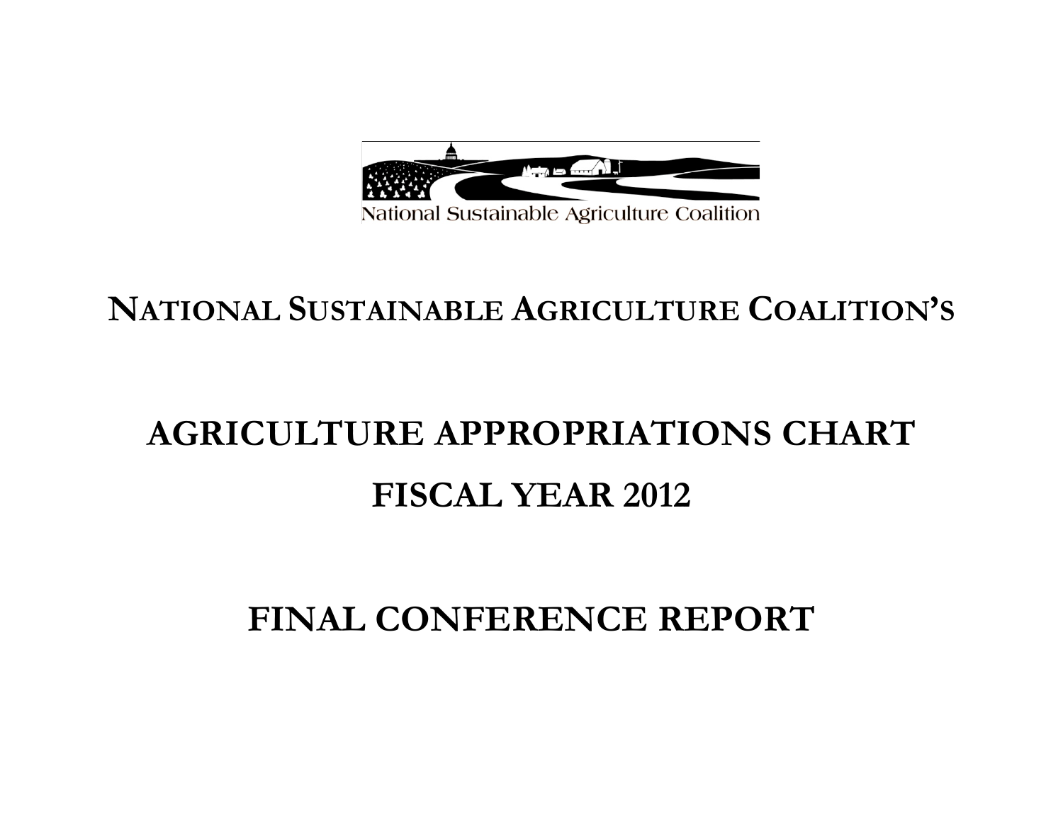National Sustainable Agriculture Coalition

# NATIONAL SUSTAINABLE AGRICULTURE COALITION'S

# AGRICULTURE APPROPRIATIONS CHART

# FISCAL YEAR 2012

# FINAL CONFERENCE REPORT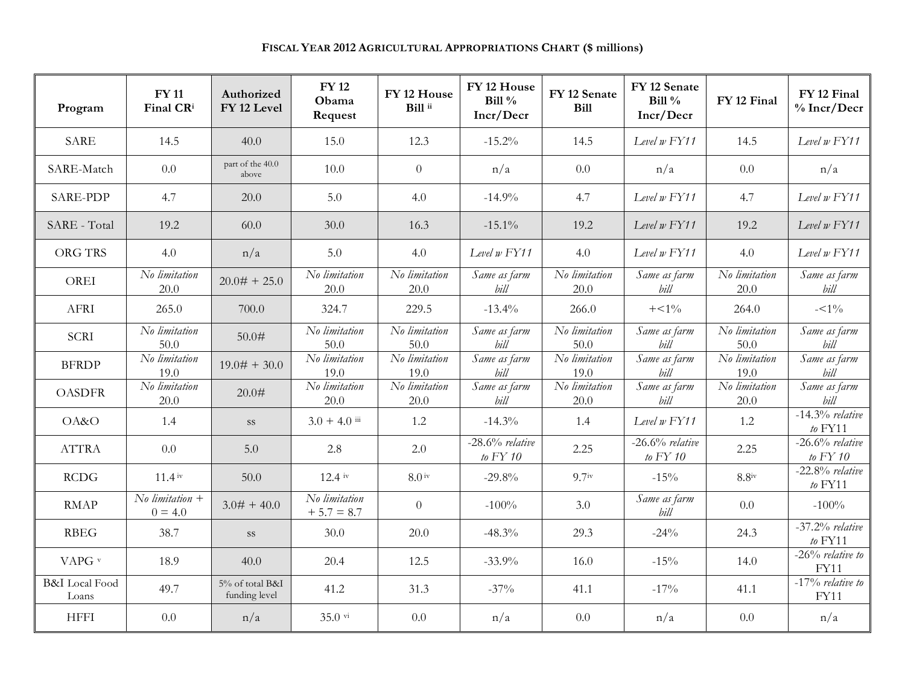**FISCAL YEAR 2012 AGRICULTURAL APPROPRIATIONS CHART ($ millions)**

| Program | FY 11 Final CR[i] | Authorized FY 12 Level | FY 12 Obama Request | FY 12 House Bill [ii] | FY 12 House Bill % Incr/Decr | FY 12 Senate Bill | FY 12 Senate Bill % Incr/Decr | FY 12 Final | FY 12 Final % Incr/Decr |
|---|---|---|---|---|---|---|---|---|---|
| SARE | 14.5 | 40.0 | 15.0 | 12.3 | -15.2% | 14.5 | *Level w FY11* | 14.5 | *Level w FY11* |
| SARE-Match | 0.0 | part of the 40.0 above | 10.0 | 0 | n/a | 0.0 | n/a | 0.0 | n/a |
| SARE-PDP | 4.7 | 20.0 | 5.0 | 4.0 | -14.9% | 4.7 | *Level w FY11* | 4.7 | *Level w FY11* |
| SARE - Total | 19.2 | 60.0 | 30.0 | 16.3 | -15.1% | 19.2 | *Level w FY11* | 19.2 | *Level w FY11* |
| ORG TRS | 4.0 | n/a | 5.0 | 4.0 | *Level w FY11* | 4.0 | *Level w FY11* | 4.0 | *Level w FY11* |
| OREI | *No limitation* 20.0 | 20.0# + 25.0 | *No limitation* 20.0 | *No limitation* 20.0 | *Same as farm bill* | *No limitation* 20.0 | *Same as farm bill* | *No limitation* 20.0 | *Same as farm bill* |
| AFRI | 265.0 | 700.0 | 324.7 | 229.5 | -13.4% | 266.0 | +<1% | 264.0 | -<1% |
| SCRI | *No limitation* 50.0 | 50.0# | *No limitation* 50.0 | *No limitation* 50.0 | *Same as farm bill* | *No limitation* 50.0 | *Same as farm bill* | *No limitation* 50.0 | *Same as farm bill* |
| BFRDP | *No limitation* 19.0 | 19.0# + 30.0 | *No limitation* 19.0 | *No limitation* 19.0 | *Same as farm bill* | *No limitation* 19.0 | *Same as farm bill* | *No limitation* 19.0 | *Same as farm bill* |
| OASDFR | *No limitation* 20.0 | 20.0# | *No limitation* 20.0 | *No limitation* 20.0 | *Same as farm bill* | *No limitation* 20.0 | *Same as farm bill* | *No limitation* 20.0 | *Same as farm bill* |
| OA&O | 1.4 | ss | 3.0 + 4.0 [iii] | 1.2 | -14.3% | 1.4 | *Level w FY11* | 1.2 | -14.3% *relative to* FY11 |
| ATTRA | 0.0 | 5.0 | 2.8 | 2.0 | -28.6% *relative to FY 10* | 2.25 | -26.6% *relative to FY 10* | 2.25 | -26.6% *relative to FY 10* |
| RCDG | 11.4 [iv] | 50.0 | 12.4 [iv] | 8.0 [iv] | -29.8% | 9.7[iv] | -15% | 8.8[iv] | -22.8% *relative to* FY11 |
| RMAP | *No limitation* + 0 = 4.0 | 3.0# + 40.0 | *No limitation* + 5.7 = 8.7 | 0 | -100% | 3.0 | *Same as farm bill* | 0.0 | -100% |
| RBEG | 38.7 | ss | 30.0 | 20.0 | -48.3% | 29.3 | -24% | 24.3 | -37.2% *relative to* FY11 |
| VAPG [v] | 18.9 | 40.0 | 20.4 | 12.5 | -33.9% | 16.0 | -15% | 14.0 | -26% *relative to* FY11 |
| B&I Local Food Loans | 49.7 | 5% of total B&I funding level | 41.2 | 31.3 | -37% | 41.1 | -17% | 41.1 | -17% *relative to* FY11 |
| HFFI | 0.0 | n/a | 35.0 [vi] | 0.0 | n/a | 0.0 | n/a | 0.0 | n/a |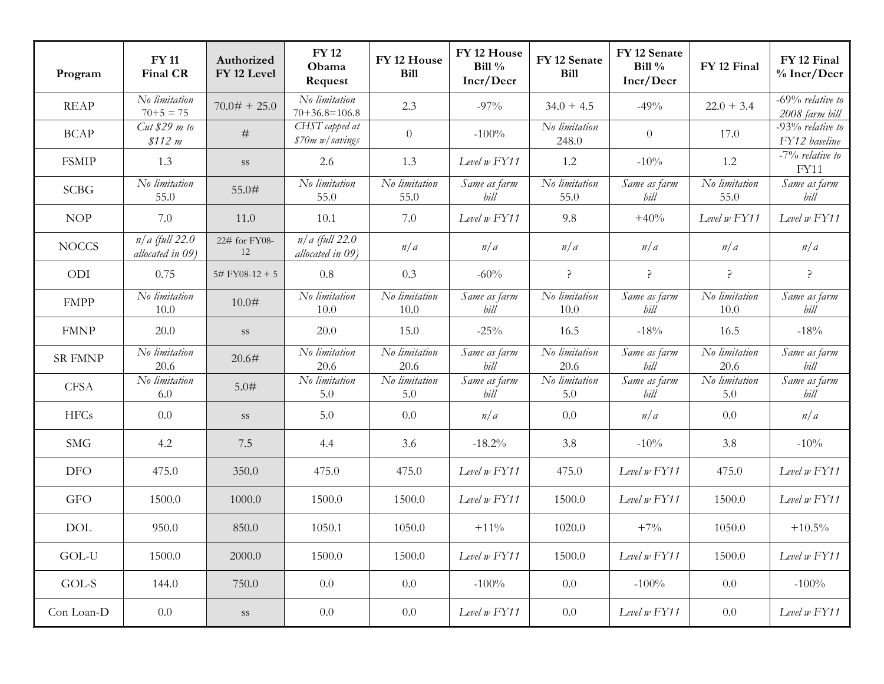| Program | FY 11 Final CR | Authorized FY 12 Level | FY 12 Obama Request | FY 12 House Bill | FY 12 House Bill % Incr/Decr | FY 12 Senate Bill | FY 12 Senate Bill % Incr/Decr | FY 12 Final | FY 12 Final % Incr/Decr |
|---|---|---|---|---|---|---|---|---|---|
| REAP | *No limitation* 70+5 = 75 | 70.0# + 25.0 | *No limitation* 70+36.8=106.8 | 2.3 | -97% | 34.0 + 4.5 | -49% | 22.0 + 3.4 | *-69% relative to 2008 farm bill* |
| BCAP | *Cut $29 m to $112 m* | # | *CHST capped at $70m w/savings* | 0 | -100% | *No limitation* 248.0 | 0 | 17.0 | *-93% relative to FY12 baseline* |
| FSMIP | 1.3 | ss | 2.6 | 1.3 | *Level w FY11* | 1.2 | -10% | 1.2 | -7% *relative to* FY11 |
| SCBG | *No limitation* 55.0 | 55.0# | *No limitation* 55.0 | *No limitation* 55.0 | *Same as farm bill* | *No limitation* 55.0 | *Same as farm bill* | *No limitation* 55.0 | *Same as farm bill* |
| NOP | 7.0 | 11.0 | 10.1 | 7.0 | *Level w FY11* | 9.8 | +40% | *Level w FY11* | *Level w FY11* |
| NOCCS | *n/a (full 22.0 allocated in 09)* | 22# for FY08-12 | *n/a (full 22.0 allocated in 09)* | *n/a* | *n/a* | *n/a* | *n/a* | *n/a* | *n/a* |
| ODI | 0.75 | 5# FY08-12 + 5 | 0.8 | 0.3 | -60% | ? | ? | ? | ? |
| FMPP | *No limitation* 10.0 | 10.0# | *No limitation* 10.0 | *No limitation* 10.0 | *Same as farm bill* | *No limitation* 10.0 | *Same as farm bill* | *No limitation* 10.0 | *Same as farm bill* |
| FMNP | 20.0 | ss | 20.0 | 15.0 | -25% | 16.5 | -18% | 16.5 | -18% |
| SR FMNP | *No limitation* 20.6 | 20.6# | *No limitation* 20.6 | *No limitation* 20.6 | *Same as farm bill* | *No limitation* 20.6 | *Same as farm bill* | *No limitation* 20.6 | *Same as farm bill* |
| CFSA | *No limitation* 6.0 | 5.0# | *No limitation* 5.0 | *No limitation* 5.0 | *Same as farm bill* | *No limitation* 5.0 | *Same as farm bill* | *No limitation* 5.0 | *Same as farm bill* |
| HFCs | 0.0 | ss | 5.0 | 0.0 | *n/a* | 0.0 | *n/a* | 0.0 | *n/a* |
| SMG | 4.2 | 7.5 | 4.4 | 3.6 | -18.2% | 3.8 | -10% | 3.8 | -10% |
| DFO | 475.0 | 350.0 | 475.0 | 475.0 | *Level w FY11* | 475.0 | *Level w FY11* | 475.0 | *Level w FY11* |
| GFO | 1500.0 | 1000.0 | 1500.0 | 1500.0 | *Level w FY11* | 1500.0 | *Level w FY11* | 1500.0 | *Level w FY11* |
| DOL | 950.0 | 850.0 | 1050.1 | 1050.0 | +11% | 1020.0 | +7% | 1050.0 | +10.5% |
| GOL-U | 1500.0 | 2000.0 | 1500.0 | 1500.0 | *Level w FY11* | 1500.0 | *Level w FY11* | 1500.0 | *Level w FY11* |
| GOL-S | 144.0 | 750.0 | 0.0 | 0.0 | -100% | 0.0 | -100% | 0.0 | -100% |
| Con Loan-D | 0.0 | ss | 0.0 | 0.0 | *Level w FY11* | 0.0 | *Level w FY11* | 0.0 | *Level w FY11* |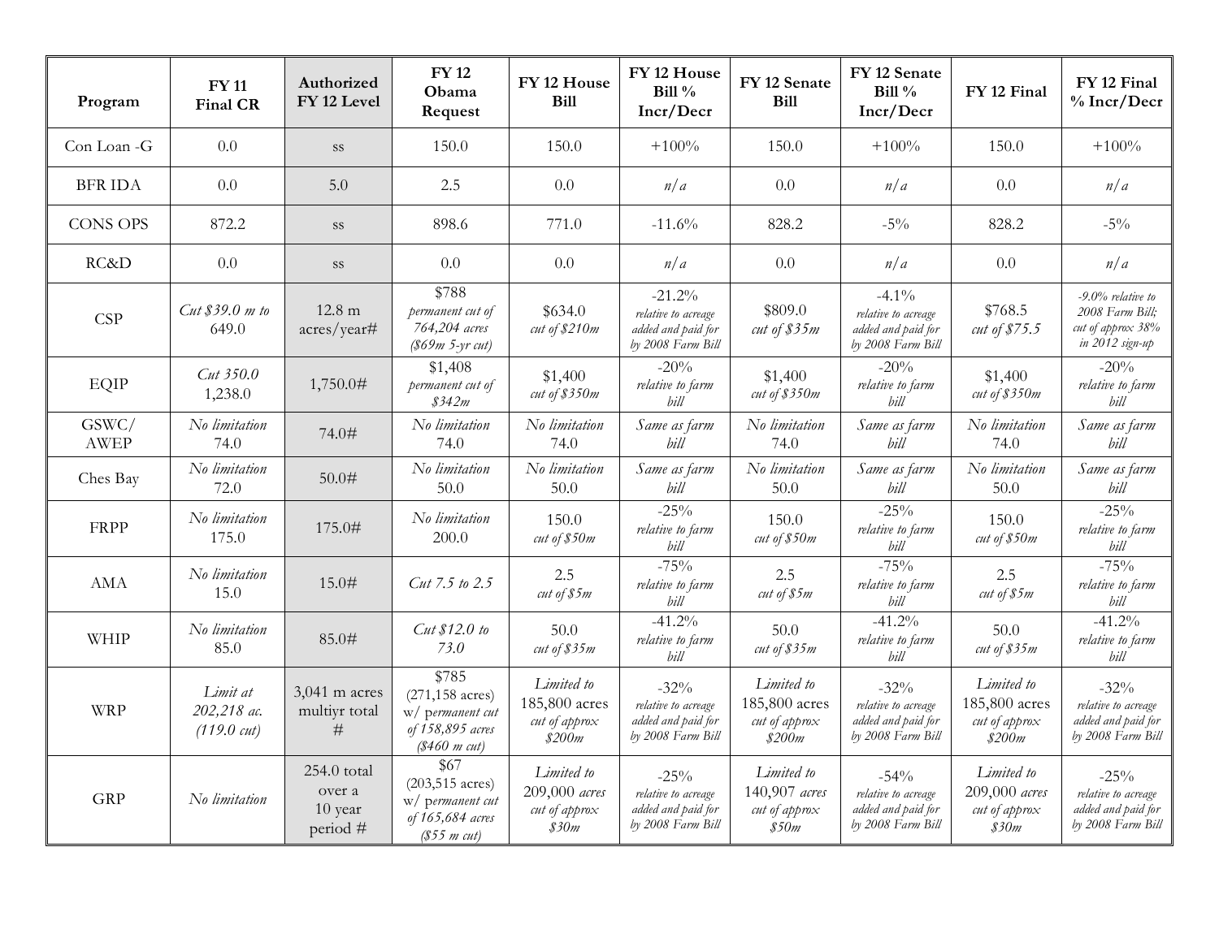| Program | FY 11 Final CR | Authorized FY 12 Level | FY 12 Obama Request | FY 12 House Bill | FY 12 House Bill % Incr/Decr | FY 12 Senate Bill | FY 12 Senate Bill % Incr/Decr | FY 12 Final | FY 12 Final % Incr/Decr |
|---|---|---|---|---|---|---|---|---|---|
| Con Loan -G | 0.0 | ss | 150.0 | 150.0 | +100% | 150.0 | +100% | 150.0 | +100% |
| BFR IDA | 0.0 | 5.0 | 2.5 | 0.0 | *n/a* | 0.0 | *n/a* | 0.0 | *n/a* |
| CONS OPS | 872.2 | ss | 898.6 | 771.0 | -11.6% | 828.2 | -5% | 828.2 | -5% |
| RC&D | 0.0 | ss | 0.0 | 0.0 | *n/a* | 0.0 | *n/a* | 0.0 | *n/a* |
| CSP | *Cut $39.0 m to* 649.0 | 12.8 m acres/year# | $788 *permanent cut of 764,204 acres ($69m 5-yr cut)* | $634.0 *cut of $210m* | -21.2% *relative to acreage added and paid for by 2008 Farm Bill* | $809.0 *cut of $35m* | -4.1% *relative to acreage added and paid for by 2008 Farm Bill* | $768.5 *cut of $75.5* | *-9.0% relative to 2008 Farm Bill; cut of approx 38% in 2012 sign-up* |
| EQIP | *Cut 350.0* 1,238.0 | 1,750.0# | $1,408 *permanent cut of $342m* | $1,400 *cut of $350m* | -20% *relative to farm bill* | $1,400 *cut of $350m* | -20% *relative to farm bill* | $1,400 *cut of $350m* | -20% *relative to farm bill* |
| GSWC/ AWEP | *No limitation* 74.0 | 74.0# | *No limitation* 74.0 | *No limitation* 74.0 | *Same as farm bill* | *No limitation* 74.0 | *Same as farm bill* | *No limitation* 74.0 | *Same as farm bill* |
| Ches Bay | *No limitation* 72.0 | 50.0# | *No limitation* 50.0 | *No limitation* 50.0 | *Same as farm bill* | *No limitation* 50.0 | *Same as farm bill* | *No limitation* 50.0 | *Same as farm bill* |
| FRPP | *No limitation* 175.0 | 175.0# | *No limitation* 200.0 | 150.0 *cut of $50m* | -25% *relative to farm bill* | 150.0 *cut of $50m* | -25% *relative to farm bill* | 150.0 *cut of $50m* | -25% *relative to farm bill* |
| AMA | *No limitation* 15.0 | 15.0# | *Cut 7.5 to 2.5* | 2.5 *cut of $5m* | -75% *relative to farm bill* | 2.5 *cut of $5m* | -75% *relative to farm bill* | 2.5 *cut of $5m* | -75% *relative to farm bill* |
| WHIP | *No limitation* 85.0 | 85.0# | *Cut $12.0 to 73.0* | 50.0 *cut of $35m* | -41.2% *relative to farm bill* | 50.0 *cut of $35m* | -41.2% *relative to farm bill* | 50.0 *cut of $35m* | -41.2% *relative to farm bill* |
| WRP | *Limit at 202,218 ac. (119.0 cut)* | 3,041 m acres multiyr total # | $785 (271,158 acres) w/ *permanent cut of 158,895 acres ($460 m cut)* | *Limited to* 185,800 acres *cut of approx $200m* | -32% *relative to acreage added and paid for by 2008 Farm Bill* | *Limited to* 185,800 acres *cut of approx $200m* | -32% *relative to acreage added and paid for by 2008 Farm Bill* | *Limited to* 185,800 acres *cut of approx $200m* | -32% *relative to acreage added and paid for by 2008 Farm Bill* |
| GRP | *No limitation* | 254.0 total over a 10 year period # | $67 (203,515 acres) w/ *permanent cut of 165,684 acres ($55 m cut)* | *Limited to* 209,000 *acres cut of approx $30m* | -25% *relative to acreage added and paid for by 2008 Farm Bill* | *Limited to* 140,907 *acres cut of approx $50m* | -54% *relative to acreage added and paid for by 2008 Farm Bill* | *Limited to* 209,000 *acres cut of approx $30m* | -25% *relative to acreage added and paid for by 2008 Farm Bill* |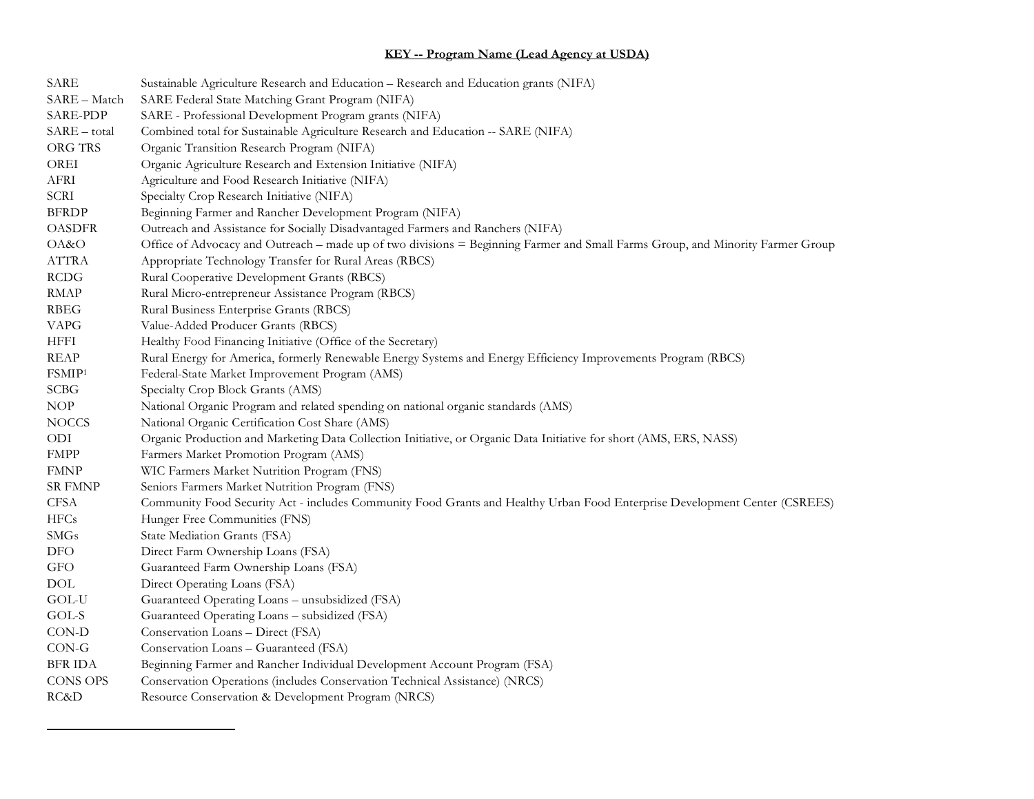**KEY -- Program Name (Lead Agency at USDA)**

| | |
|---|---|
| SARE | Sustainable Agriculture Research and Education – Research and Education grants (NIFA) |
| SARE – Match | SARE Federal State Matching Grant Program (NIFA) |
| SARE-PDP | SARE - Professional Development Program grants (NIFA) |
| SARE – total | Combined total for Sustainable Agriculture Research and Education -- SARE (NIFA) |
| ORG TRS | Organic Transition Research Program (NIFA) |
| OREI | Organic Agriculture Research and Extension Initiative (NIFA) |
| AFRI | Agriculture and Food Research Initiative (NIFA) |
| SCRI | Specialty Crop Research Initiative (NIFA) |
| BFRDP | Beginning Farmer and Rancher Development Program (NIFA) |
| OASDFR | Outreach and Assistance for Socially Disadvantaged Farmers and Ranchers (NIFA) |
| OA&O | Office of Advocacy and Outreach – made up of two divisions = Beginning Farmer and Small Farms Group, and Minority Farmer Group |
| ATTRA | Appropriate Technology Transfer for Rural Areas (RBCS) |
| RCDG | Rural Cooperative Development Grants (RBCS) |
| RMAP | Rural Micro-entrepreneur Assistance Program (RBCS) |
| RBEG | Rural Business Enterprise Grants (RBCS) |
| VAPG | Value-Added Producer Grants (RBCS) |
| HFFI | Healthy Food Financing Initiative (Office of the Secretary) |
| REAP | Rural Energy for America, formerly Renewable Energy Systems and Energy Efficiency Improvements Program (RBCS) |
| FSMIP[1] | Federal-State Market Improvement Program (AMS) |
| SCBG | Specialty Crop Block Grants (AMS) |
| NOP | National Organic Program and related spending on national organic standards (AMS) |
| NOCCS | National Organic Certification Cost Share (AMS) |
| ODI | Organic Production and Marketing Data Collection Initiative, or Organic Data Initiative for short (AMS, ERS, NASS) |
| FMPP | Farmers Market Promotion Program (AMS) |
| FMNP | WIC Farmers Market Nutrition Program (FNS) |
| SR FMNP | Seniors Farmers Market Nutrition Program (FNS) |
| CFSA | Community Food Security Act - includes Community Food Grants and Healthy Urban Food Enterprise Development Center (CSREES) |
| HFCs | Hunger Free Communities (FNS) |
| SMGs | State Mediation Grants (FSA) |
| DFO | Direct Farm Ownership Loans (FSA) |
| GFO | Guaranteed Farm Ownership Loans (FSA) |
| DOL | Direct Operating Loans (FSA) |
| GOL-U | Guaranteed Operating Loans – unsubsidized (FSA) |
| GOL-S | Guaranteed Operating Loans – subsidized (FSA) |
| CON-D | Conservation Loans – Direct (FSA) |
| CON-G | Conservation Loans – Guaranteed (FSA) |
| BFR IDA | Beginning Farmer and Rancher Individual Development Account Program (FSA) |
| CONS OPS | Conservation Operations (includes Conservation Technical Assistance) (NRCS) |
| RC&D | Resource Conservation & Development Program (NRCS) |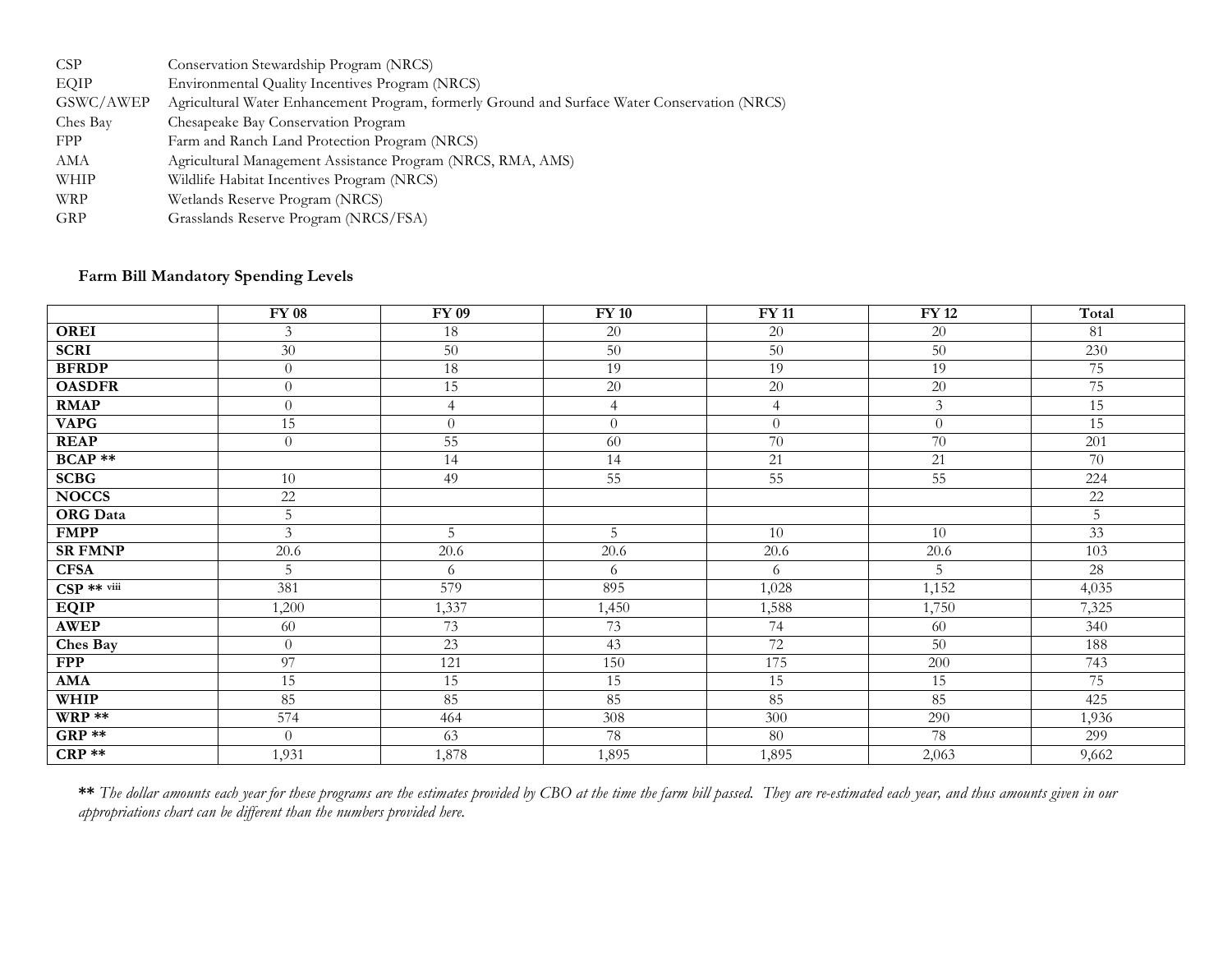| | |
|---|---|
| CSP | Conservation Stewardship Program (NRCS) |
| EQIP | Environmental Quality Incentives Program (NRCS) |
| GSWC/AWEP | Agricultural Water Enhancement Program, formerly Ground and Surface Water Conservation (NRCS) |
| Ches Bay | Chesapeake Bay Conservation Program |
| FPP | Farm and Ranch Land Protection Program (NRCS) |
| AMA | Agricultural Management Assistance Program (NRCS, RMA, AMS) |
| WHIP | Wildlife Habitat Incentives Program (NRCS) |
| WRP | Wetlands Reserve Program (NRCS) |
| GRP | Grasslands Reserve Program (NRCS/FSA) |

**Farm Bill Mandatory Spending Levels**

| | FY 08 | FY 09 | FY 10 | FY 11 | FY 12 | Total |
|---|---|---|---|---|---|---|
| **OREI** | 3 | 18 | 20 | 20 | 20 | 81 |
| **SCRI** | 30 | 50 | 50 | 50 | 50 | 230 |
| **BFRDP** | 0 | 18 | 19 | 19 | 19 | 75 |
| **OASDFR** | 0 | 15 | 20 | 20 | 20 | 75 |
| **RMAP** | 0 | 4 | 4 | 4 | 3 | 15 |
| **VAPG** | 15 | 0 | 0 | 0 | 0 | 15 |
| **REAP** | 0 | 55 | 60 | 70 | 70 | 201 |
| **BCAP \*\*** | | 14 | 14 | 21 | 21 | 70 |
| **SCBG** | 10 | 49 | 55 | 55 | 55 | 224 |
| **NOCCS** | 22 | | | | | 22 |
| **ORG Data** | 5 | | | | | 5 |
| **FMPP** | 3 | 5 | 5 | 10 | 10 | 33 |
| **SR FMNP** | 20.6 | 20.6 | 20.6 | 20.6 | 20.6 | 103 |
| **CFSA** | 5 | 6 | 6 | 6 | 5 | 28 |
| **CSP \*\*** [viii] | 381 | 579 | 895 | 1,028 | 1,152 | 4,035 |
| **EQIP** | 1,200 | 1,337 | 1,450 | 1,588 | 1,750 | 7,325 |
| **AWEP** | 60 | 73 | 73 | 74 | 60 | 340 |
| **Ches Bay** | 0 | 23 | 43 | 72 | 50 | 188 |
| **FPP** | 97 | 121 | 150 | 175 | 200 | 743 |
| **AMA** | 15 | 15 | 15 | 15 | 15 | 75 |
| **WHIP** | 85 | 85 | 85 | 85 | 85 | 425 |
| **WRP \*\*** | 574 | 464 | 308 | 300 | 290 | 1,936 |
| **GRP \*\*** | 0 | 63 | 78 | 80 | 78 | 299 |
| **CRP \*\*** | 1,931 | 1,878 | 1,895 | 1,895 | 2,063 | 9,662 |

**\*\*** *The dollar amounts each year for these programs are the estimates provided by CBO at the time the farm bill passed. They are re-estimated each year, and thus amounts given in our appropriations chart can be different than the numbers provided here.*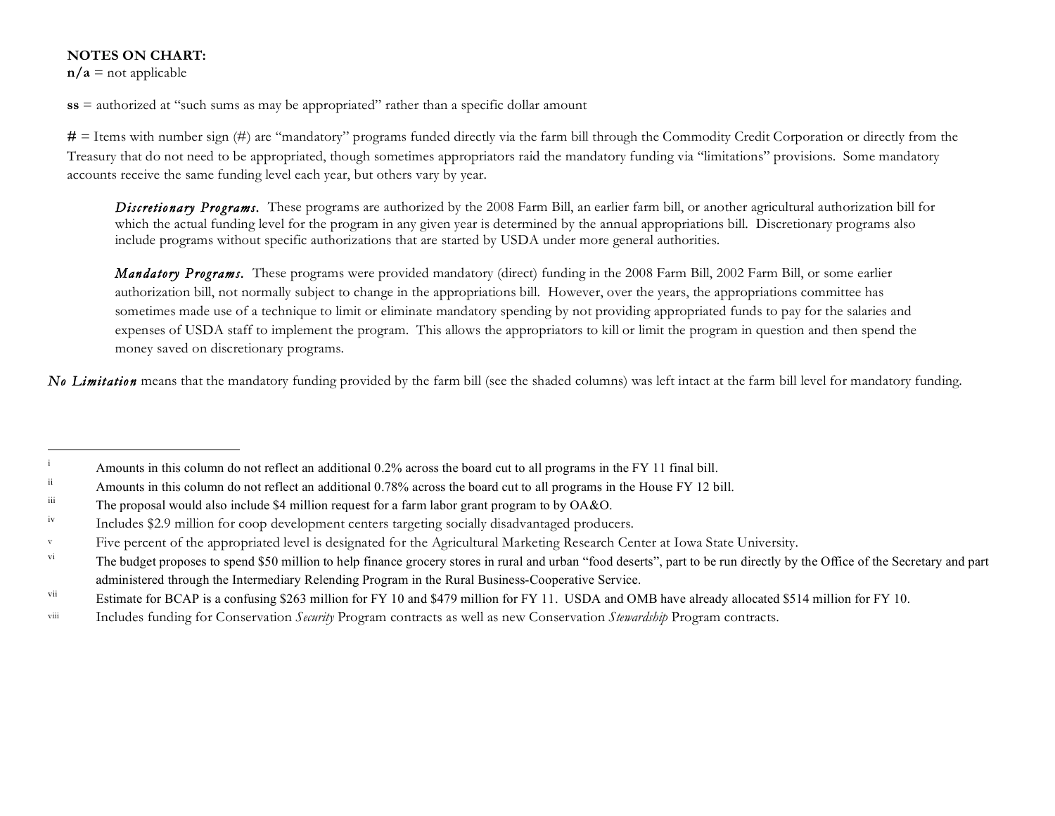**NOTES ON CHART:**
**n/a** = not applicable

**ss** = authorized at "such sums as may be appropriated" rather than a specific dollar amount

**#** = Items with number sign (#) are "mandatory" programs funded directly via the farm bill through the Commodity Credit Corporation or directly from the Treasury that do not need to be appropriated, though sometimes appropriators raid the mandatory funding via "limitations" provisions. Some mandatory accounts receive the same funding level each year, but others vary by year.

> ***Discretionary Programs.*** These programs are authorized by the 2008 Farm Bill, an earlier farm bill, or another agricultural authorization bill for which the actual funding level for the program in any given year is determined by the annual appropriations bill. Discretionary programs also include programs without specific authorizations that are started by USDA under more general authorities.
>
> ***Mandatory Programs.*** These programs were provided mandatory (direct) funding in the 2008 Farm Bill, 2002 Farm Bill, or some earlier authorization bill, not normally subject to change in the appropriations bill. However, over the years, the appropriations committee has sometimes made use of a technique to limit or eliminate mandatory spending by not providing appropriated funds to pay for the salaries and expenses of USDA staff to implement the program. This allows the appropriators to kill or limit the program in question and then spend the money saved on discretionary programs.

***No Limitation*** means that the mandatory funding provided by the farm bill (see the shaded columns) was left intact at the farm bill level for mandatory funding.

---

[i] Amounts in this column do not reflect an additional 0.2% across the board cut to all programs in the FY 11 final bill.

[ii] Amounts in this column do not reflect an additional 0.78% across the board cut to all programs in the House FY 12 bill.

[iii] The proposal would also include $4 million request for a farm labor grant program to by OA&O.

[iv] Includes $2.9 million for coop development centers targeting socially disadvantaged producers.

[v] Five percent of the appropriated level is designated for the Agricultural Marketing Research Center at Iowa State University.

[vi] The budget proposes to spend $50 million to help finance grocery stores in rural and urban "food deserts", part to be run directly by the Office of the Secretary and part administered through the Intermediary Relending Program in the Rural Business-Cooperative Service.

[vii] Estimate for BCAP is a confusing $263 million for FY 10 and $479 million for FY 11. USDA and OMB have already allocated $514 million for FY 10.

[viii] Includes funding for Conservation *Security* Program contracts as well as new Conservation *Stewardship* Program contracts.